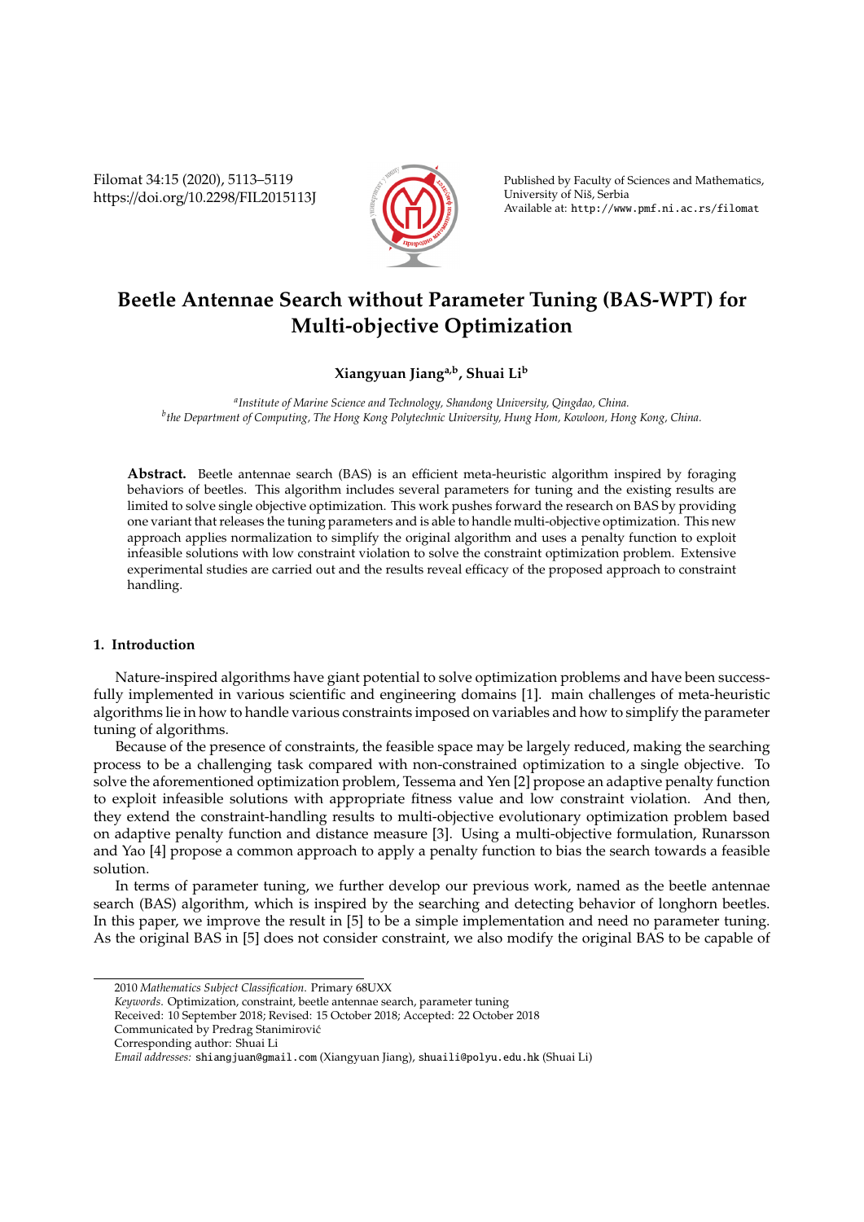# Beetle Antennae Search without Parameter Tuning (BAS-WPT) for Multi-objective Optimization

**Xiangyuan Jiang[a,b], Shuai Li[b]**

[a] *Institute of Marine Science and Technology, Shandong University, Qingdao, China.*
[b] *the Department of Computing, The Hong Kong Polytechnic University, Hung Hom, Kowloon, Hong Kong, China.*

**Abstract.** Beetle antennae search (BAS) is an efficient meta-heuristic algorithm inspired by foraging behaviors of beetles. This algorithm includes several parameters for tuning and the existing results are limited to solve single objective optimization. This work pushes forward the research on BAS by providing one variant that releases the tuning parameters and is able to handle multi-objective optimization. This new approach applies normalization to simplify the original algorithm and uses a penalty function to exploit infeasible solutions with low constraint violation to solve the constraint optimization problem. Extensive experimental studies are carried out and the results reveal efficacy of the proposed approach to constraint handling.

## 1. Introduction

Nature-inspired algorithms have giant potential to solve optimization problems and have been successfully implemented in various scientific and engineering domains [1]. main challenges of meta-heuristic algorithms lie in how to handle various constraints imposed on variables and how to simplify the parameter tuning of algorithms.

Because of the presence of constraints, the feasible space may be largely reduced, making the searching process to be a challenging task compared with non-constrained optimization to a single objective. To solve the aforementioned optimization problem, Tessema and Yen [2] propose an adaptive penalty function to exploit infeasible solutions with appropriate fitness value and low constraint violation. And then, they extend the constraint-handling results to multi-objective evolutionary optimization problem based on adaptive penalty function and distance measure [3]. Using a multi-objective formulation, Runarsson and Yao [4] propose a common approach to apply a penalty function to bias the search towards a feasible solution.

In terms of parameter tuning, we further develop our previous work, named as the beetle antennae search (BAS) algorithm, which is inspired by the searching and detecting behavior of longhorn beetles. In this paper, we improve the result in [5] to be a simple implementation and need no parameter tuning. As the original BAS in [5] does not consider constraint, we also modify the original BAS to be capable of

---

2010 *Mathematics Subject Classification.* Primary 68UXX

*Keywords.* Optimization, constraint, beetle antennae search, parameter tuning

Received: 10 September 2018; Revised: 15 October 2018; Accepted: 22 October 2018

Communicated by Predrag Stanimirović

Corresponding author: Shuai Li

*Email addresses:* shiangjuan@gmail.com (Xiangyuan Jiang), shuaili@polyu.edu.hk (Shuai Li)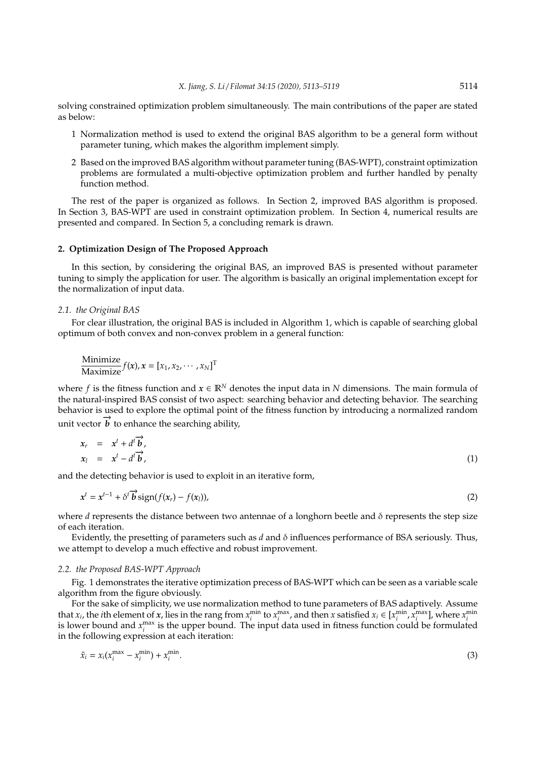solving constrained optimization problem simultaneously. The main contributions of the paper are stated as below:

1 Normalization method is used to extend the original BAS algorithm to be a general form without parameter tuning, which makes the algorithm implement simply.

2 Based on the improved BAS algorithm without parameter tuning (BAS-WPT), constraint optimization problems are formulated a multi-objective optimization problem and further handled by penalty function method.

The rest of the paper is organized as follows. In Section 2, improved BAS algorithm is proposed. In Section 3, BAS-WPT are used in constraint optimization problem. In Section 4, numerical results are presented and compared. In Section 5, a concluding remark is drawn.

## 2. Optimization Design of The Proposed Approach

In this section, by considering the original BAS, an improved BAS is presented without parameter tuning to simply the application for user. The algorithm is basically an original implementation except for the normalization of input data.

### 2.1. the Original BAS

For clear illustration, the original BAS is included in Algorithm 1, which is capable of searching global optimum of both convex and non-convex problem in a general function:

$$\frac{\text{Minimize}}{\text{Maximize}} f(\boldsymbol{x}), \boldsymbol{x} = [x_1, x_2, \cdots, x_N]^{\mathrm{T}}$$

where $f$ is the fitness function and $\boldsymbol{x} \in \mathbb{R}^N$ denotes the input data in $N$ dimensions. The main formula of the natural-inspired BAS consist of two aspect: searching behavior and detecting behavior. The searching behavior is used to explore the optimal point of the fitness function by introducing a normalized random unit vector $\overrightarrow{\boldsymbol{b}}$ to enhance the searching ability,

$$\begin{aligned} \boldsymbol{x}_r &= \boldsymbol{x}^t + d^t \overrightarrow{\boldsymbol{b}}, \\ \boldsymbol{x}_l &= \boldsymbol{x}^t - d^t \overrightarrow{\boldsymbol{b}}, \end{aligned} \tag{1}$$

and the detecting behavior is used to exploit in an iterative form,

$$\boldsymbol{x}^t = \boldsymbol{x}^{t-1} + \delta^t \overrightarrow{\boldsymbol{b}} \operatorname{sign}(f(\boldsymbol{x}_r) - f(\boldsymbol{x}_l)), \tag{2}$$

where $d$ represents the distance between two antennae of a longhorn beetle and $\delta$ represents the step size of each iteration.

Evidently, the presetting of parameters such as $d$ and $\delta$ influences performance of BSA seriously. Thus, we attempt to develop a much effective and robust improvement.

### 2.2. the Proposed BAS-WPT Approach

Fig. 1 demonstrates the iterative optimization precess of BAS-WPT which can be seen as a variable scale algorithm from the figure obviously.

For the sake of simplicity, we use normalization method to tune parameters of BAS adaptively. Assume that $x_i$, the $i$th element of $\boldsymbol{x}$, lies in the rang from $x_i^{\min}$ to $x_i^{\max}$, and then $x$ satisfied $x_i \in [x_i^{\min}, x_i^{\max}]$, where $x_i^{\min}$ is lower bound and $x_i^{\max}$ is the upper bound. The input data used in fitness function could be formulated in the following expression at each iteration:

$$\tilde{x}_i = x_i(x_i^{\max} - x_i^{\min}) + x_i^{\min}. \tag{3}$$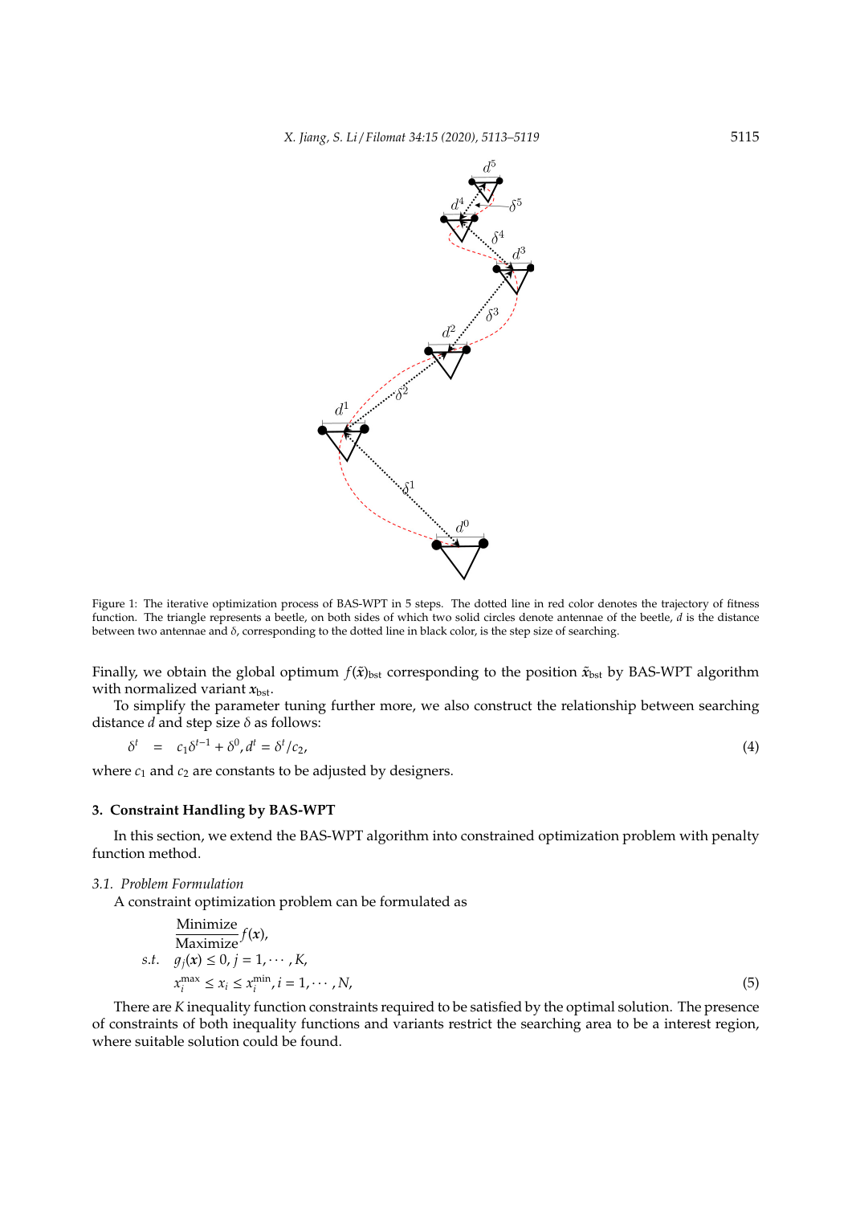Figure 1: The iterative optimization process of BAS-WPT in 5 steps. The dotted line in red color denotes the trajectory of fitness function. The triangle represents a beetle, on both sides of which two solid circles denote antennae of the beetle, $d$ is the distance between two antennae and $\delta$, corresponding to the dotted line in black color, is the step size of searching.

Finally, we obtain the global optimum $f(\tilde{x})_{\mathrm{bst}}$ corresponding to the position $\tilde{x}_{\mathrm{bst}}$ by BAS-WPT algorithm with normalized variant $x_{\mathrm{bst}}$.

To simplify the parameter tuning further more, we also construct the relationship between searching distance $d$ and step size $\delta$ as follows:

$$\delta^t = c_1 \delta^{t-1} + \delta^0, d^t = \delta^t / c_2, \tag{4}$$

where $c_1$ and $c_2$ are constants to be adjusted by designers.

## 3. Constraint Handling by BAS-WPT

In this section, we extend the BAS-WPT algorithm into constrained optimization problem with penalty function method.

### 3.1. Problem Formulation

A constraint optimization problem can be formulated as

$$\begin{aligned} & \frac{\text{Minimize}}{\text{Maximize}} f(\boldsymbol{x}), \\ s.t. \quad & g_j(\boldsymbol{x}) \leq 0, j = 1, \cdots, K, \\ & x_i^{\max} \leq x_i \leq x_i^{\min}, i = 1, \cdots, N, \end{aligned} \tag{5}$$

There are $K$ inequality function constraints required to be satisfied by the optimal solution. The presence of constraints of both inequality functions and variants restrict the searching area to be a interest region, where suitable solution could be found.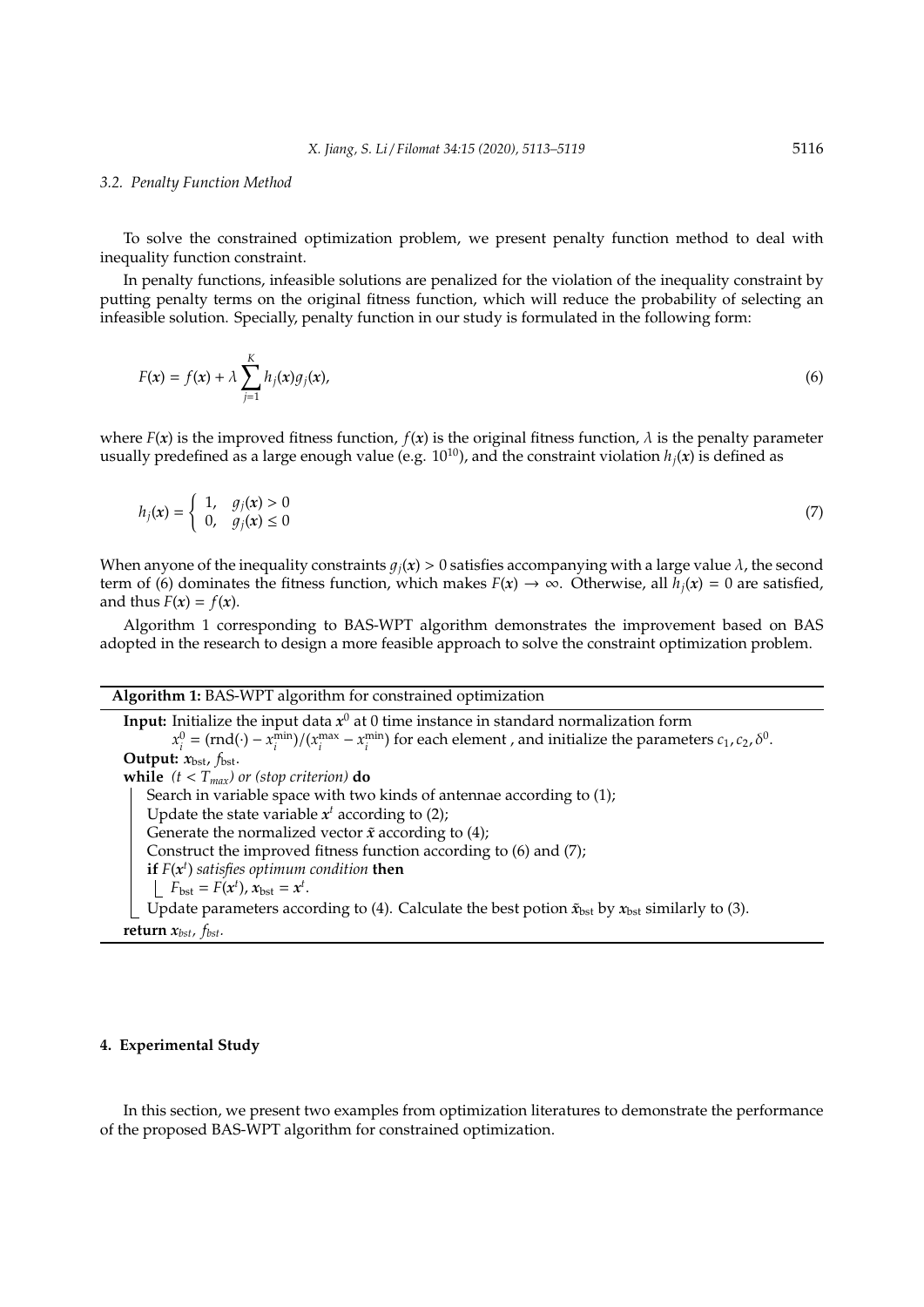### 3.2. Penalty Function Method

To solve the constrained optimization problem, we present penalty function method to deal with inequality function constraint.

In penalty functions, infeasible solutions are penalized for the violation of the inequality constraint by putting penalty terms on the original fitness function, which will reduce the probability of selecting an infeasible solution. Specially, penalty function in our study is formulated in the following form:

$$F(\boldsymbol{x}) = f(\boldsymbol{x}) + \lambda \sum_{j=1}^{K} h_j(\boldsymbol{x}) g_j(\boldsymbol{x}), \tag{6}$$

where $F(\boldsymbol{x})$ is the improved fitness function, $f(\boldsymbol{x})$ is the original fitness function, $\lambda$ is the penalty parameter usually predefined as a large enough value (e.g. $10^{10}$), and the constraint violation $h_j(\boldsymbol{x})$ is defined as

$$h_j(\boldsymbol{x}) = \begin{cases} 1, & g_j(\boldsymbol{x}) > 0 \\ 0, & g_j(\boldsymbol{x}) \leq 0 \end{cases} \tag{7}$$

When anyone of the inequality constraints $g_j(\boldsymbol{x}) > 0$ satisfies accompanying with a large value $\lambda$, the second term of (6) dominates the fitness function, which makes $F(\boldsymbol{x}) \to \infty$. Otherwise, all $h_j(\boldsymbol{x}) = 0$ are satisfied, and thus $F(\boldsymbol{x}) = f(\boldsymbol{x})$.

Algorithm 1 corresponding to BAS-WPT algorithm demonstrates the improvement based on BAS adopted in the research to design a more feasible approach to solve the constraint optimization problem.

---

**Algorithm 1:** BAS-WPT algorithm for constrained optimization

---

**Input:** Initialize the input data $\boldsymbol{x}^0$ at 0 time instance in standard normalization form $x_i^0 = (\text{rnd}(\cdot) - x_i^{\min})/(x_i^{\max} - x_i^{\min})$ for each element , and initialize the parameters $c_1, c_2, \delta^0$.

**Output:** $\boldsymbol{x}_{\text{bst}}$, $f_{\text{bst}}$.

**while** *($t < T_{max}$) or (stop criterion)* **do**

- Search in variable space with two kinds of antennae according to (1);
- Update the state variable $\boldsymbol{x}^t$ according to (2);
- Generate the normalized vector $\tilde{\boldsymbol{x}}$ according to (4);
- Construct the improved fitness function according to (6) and (7);
- **if** *$F(\boldsymbol{x}^t)$ satisfies optimum condition* **then**
  - $F_{\text{bst}} = F(\boldsymbol{x}^t)$, $\boldsymbol{x}_{\text{bst}} = \boldsymbol{x}^t$.
- Update parameters according to (4). Calculate the best potion $\tilde{\boldsymbol{x}}_{\text{bst}}$ by $\boldsymbol{x}_{\text{bst}}$ similarly to (3).

**return** $\boldsymbol{x}_{bst}$, $f_{bst}$.

---

## 4. Experimental Study

In this section, we present two examples from optimization literatures to demonstrate the performance of the proposed BAS-WPT algorithm for constrained optimization.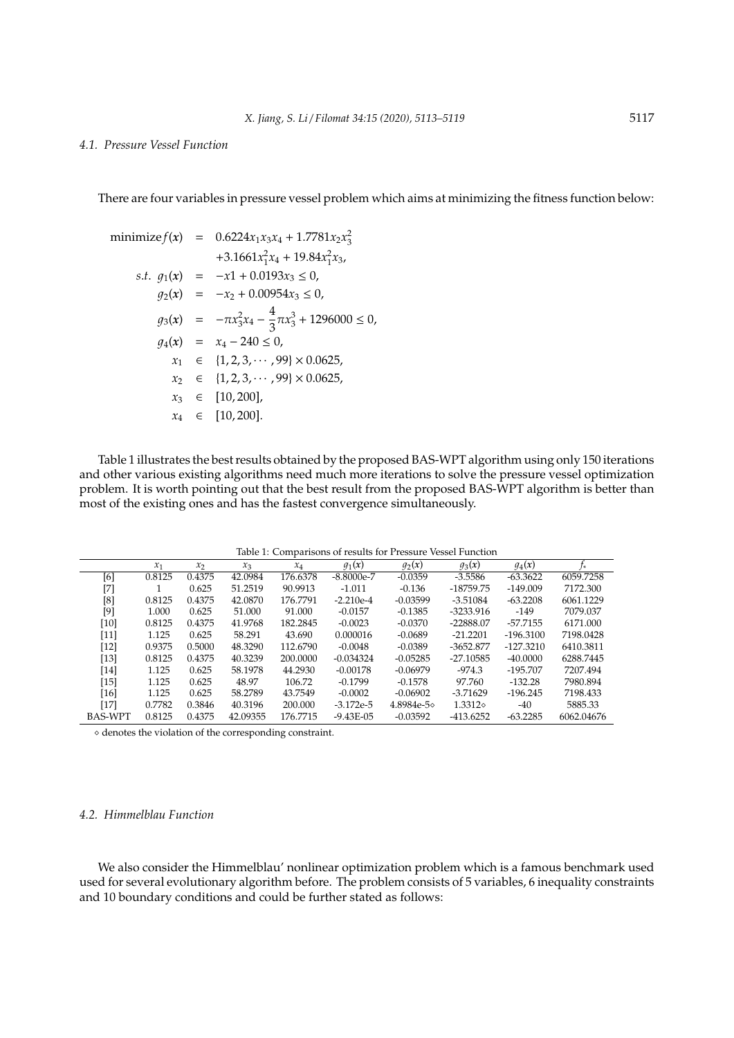### 4.1. Pressure Vessel Function

There are four variables in pressure vessel problem which aims at minimizing the fitness function below:

$$
\begin{aligned}
\text{minimize} f(\boldsymbol{x}) &= 0.6224x_1x_3x_4 + 1.7781x_2x_3^2 \\
&\quad +3.1661x_1^2x_4 + 19.84x_1^2x_3, \\
s.t.\ g_1(\boldsymbol{x}) &= -x1 + 0.0193x_3 \leq 0, \\
g_2(\boldsymbol{x}) &= -x_2 + 0.00954x_3 \leq 0, \\
g_3(\boldsymbol{x}) &= -\pi x_3^2 x_4 - \frac{4}{3}\pi x_3^3 + 1296000 \leq 0, \\
g_4(\boldsymbol{x}) &= x_4 - 240 \leq 0, \\
x_1 &\in \{1, 2, 3, \cdots, 99\} \times 0.0625, \\
x_2 &\in \{1, 2, 3, \cdots, 99\} \times 0.0625, \\
x_3 &\in [10, 200], \\
x_4 &\in [10, 200].
\end{aligned}
$$

Table 1 illustrates the best results obtained by the proposed BAS-WPT algorithm using only 150 iterations and other various existing algorithms need much more iterations to solve the pressure vessel optimization problem. It is worth pointing out that the best result from the proposed BAS-WPT algorithm is better than most of the existing ones and has the fastest convergence simultaneously.

Table 1: Comparisons of results for Pressure Vessel Function

| | $x_1$ | $x_2$ | $x_3$ | $x_4$ | $g_1(x)$ | $g_2(x)$ | $g_3(x)$ | $g_4(x)$ | $f_*$ |
|---|---|---|---|---|---|---|---|---|---|
| [6] | 0.8125 | 0.4375 | 42.0984 | 176.6378 | -8.8000e-7 | -0.0359 | -3.5586 | -63.3622 | 6059.7258 |
| [7] | 1 | 0.625 | 51.2519 | 90.9913 | -1.011 | -0.136 | -18759.75 | -149.009 | 7172.300 |
| [8] | 0.8125 | 0.4375 | 42.0870 | 176.7791 | -2.210e-4 | -0.03599 | -3.51084 | -63.2208 | 6061.1229 |
| [9] | 1.000 | 0.625 | 51.000 | 91.000 | -0.0157 | -0.1385 | -3233.916 | -149 | 7079.037 |
| [10] | 0.8125 | 0.4375 | 41.9768 | 182.2845 | -0.0023 | -0.0370 | -22888.07 | -57.7155 | 6171.000 |
| [11] | 1.125 | 0.625 | 58.291 | 43.690 | 0.000016 | -0.0689 | -21.2201 | -196.3100 | 7198.0428 |
| [12] | 0.9375 | 0.5000 | 48.3290 | 112.6790 | -0.0048 | -0.0389 | -3652.877 | -127.3210 | 6410.3811 |
| [13] | 0.8125 | 0.4375 | 40.3239 | 200.0000 | -0.034324 | -0.05285 | -27.10585 | -40.0000 | 6288.7445 |
| [14] | 1.125 | 0.625 | 58.1978 | 44.2930 | -0.00178 | -0.06979 | -974.3 | -195.707 | 7207.494 |
| [15] | 1.125 | 0.625 | 48.97 | 106.72 | -0.1799 | -0.1578 | 97.760 | -132.28 | 7980.894 |
| [16] | 1.125 | 0.625 | 58.2789 | 43.7549 | -0.0002 | -0.06902 | -3.71629 | -196.245 | 7198.433 |
| [17] | 0.7782 | 0.3846 | 40.3196 | 200.000 | -3.172e-5 | 4.8984e-5⋄ | 1.3312⋄ | -40 | 5885.33 |
| BAS-WPT | 0.8125 | 0.4375 | 42.09355 | 176.7715 | -9.43E-05 | -0.03592 | -413.6252 | -63.2285 | 6062.04676 |

⋄ denotes the violation of the corresponding constraint.

### 4.2. Himmelblau Function

We also consider the Himmelblau' nonlinear optimization problem which is a famous benchmark used used for several evolutionary algorithm before. The problem consists of 5 variables, 6 inequality constraints and 10 boundary conditions and could be further stated as follows: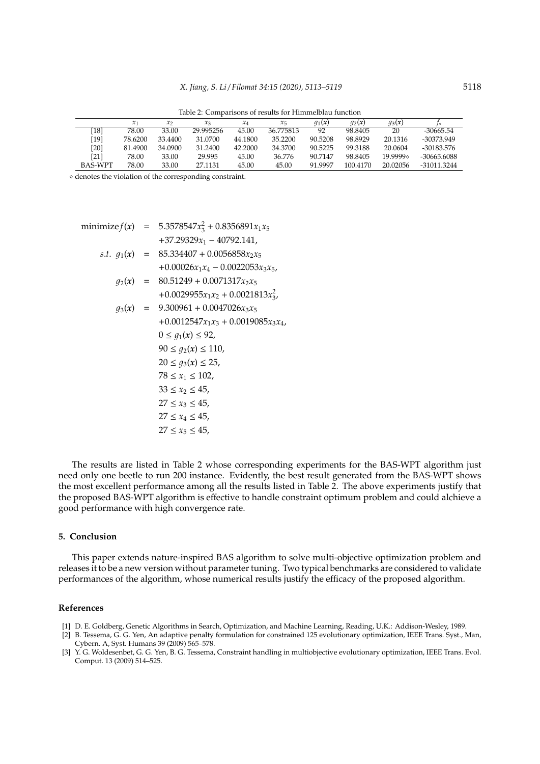Table 2: Comparisons of results for Himmelblau function

| | $x_1$ | $x_2$ | $x_3$ | $x_4$ | $x_5$ | $g_1(x)$ | $g_2(x)$ | $g_3(x)$ | $f_*$ |
|---|---|---|---|---|---|---|---|---|---|
| [18] | 78.00 | 33.00 | 29.995256 | 45.00 | 36.775813 | 92 | 98.8405 | 20 | -30665.54 |
| [19] | 78.6200 | 33.4400 | 31.0700 | 44.1800 | 35.2200 | 90.5208 | 98.8929 | 20.1316 | -30373.949 |
| [20] | 81.4900 | 34.0900 | 31.2400 | 42.2000 | 34.3700 | 90.5225 | 99.3188 | 20.0604 | -30183.576 |
| [21] | 78.00 | 33.00 | 29.995 | 45.00 | 36.776 | 90.7147 | 98.8405 | 19.9999⋄ | -30665.6088 |
| BAS-WPT | 78.00 | 33.00 | 27.1131 | 45.00 | 45.00 | 91.9997 | 100.4170 | 20.02056 | -31011.3244 |

⋄ denotes the violation of the corresponding constraint.

$$
\begin{aligned}
\text{minimize} f(x) &= 5.3578547x_3^2 + 0.8356891x_1x_5 \\
&\quad +37.29329x_1 - 40792.141, \\
s.t.\ g_1(x) &= 85.334407 + 0.0056858x_2x_5 \\
&\quad +0.00026x_1x_4 - 0.0022053x_3x_5, \\
g_2(x) &= 80.51249 + 0.0071317x_2x_5 \\
&\quad +0.0029955x_1x_2 + 0.0021813x_3^2, \\
g_3(x) &= 9.300961 + 0.0047026x_3x_5 \\
&\quad +0.0012547x_1x_3 + 0.0019085x_3x_4, \\
&\quad 0 \leq g_1(x) \leq 92, \\
&\quad 90 \leq g_2(x) \leq 110, \\
&\quad 20 \leq g_3(x) \leq 25, \\
&\quad 78 \leq x_1 \leq 102, \\
&\quad 33 \leq x_2 \leq 45, \\
&\quad 27 \leq x_3 \leq 45, \\
&\quad 27 \leq x_4 \leq 45, \\
&\quad 27 \leq x_5 \leq 45,
\end{aligned}
$$

The results are listed in Table 2 whose corresponding experiments for the BAS-WPT algorithm just need only one beetle to run 200 instance. Evidently, the best result generated from the BAS-WPT shows the most excellent performance among all the results listed in Table 2. The above experiments justify that the proposed BAS-WPT algorithm is effective to handle constraint optimum problem and could alchieve a good performance with high convergence rate.

## 5. Conclusion

This paper extends nature-inspired BAS algorithm to solve multi-objective optimization problem and releases it to be a new version without parameter tuning. Two typical benchmarks are considered to validate performances of the algorithm, whose numerical results justify the efficacy of the proposed algorithm.

## References

- [1] D. E. Goldberg, Genetic Algorithms in Search, Optimization, and Machine Learning, Reading, U.K.: Addison-Wesley, 1989.
- [2] B. Tessema, G. G. Yen, An adaptive penalty formulation for constrained 125 evolutionary optimization, IEEE Trans. Syst., Man, Cybern. A, Syst. Humans 39 (2009) 565–578.
- [3] Y. G. Woldesenbet, G. G. Yen, B. G. Tessema, Constraint handling in multiobjective evolutionary optimization, IEEE Trans. Evol. Comput. 13 (2009) 514–525.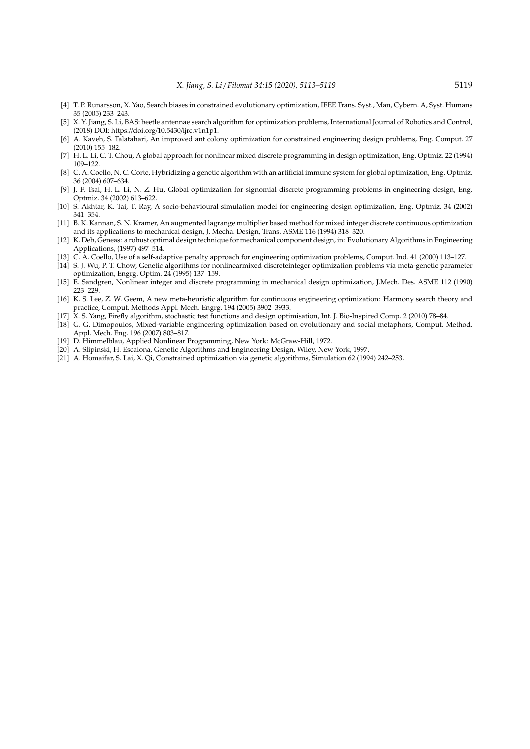[4] T. P. Runarsson, X. Yao, Search biases in constrained evolutionary optimization, IEEE Trans. Syst., Man, Cybern. A, Syst. Humans 35 (2005) 233–243.

[5] X. Y. Jiang, S. Li, BAS: beetle antennae search algorithm for optimization problems, International Journal of Robotics and Control, (2018) DOI: https://doi.org/10.5430/ijrc.v1n1p1.

[6] A. Kaveh, S. Talatahari, An improved ant colony optimization for constrained engineering design problems, Eng. Comput. 27 (2010) 155–182.

[7] H. L. Li, C. T. Chou, A global approach for nonlinear mixed discrete programming in design optimization, Eng. Optmiz. 22 (1994) 109–122.

[8] C. A. Coello, N. C. Corte, Hybridizing a genetic algorithm with an artificial immune system for global optimization, Eng. Optmiz. 36 (2004) 607–634.

[9] J. F. Tsai, H. L. Li, N. Z. Hu, Global optimization for signomial discrete programming problems in engineering design, Eng. Optmiz. 34 (2002) 613–622.

[10] S. Akhtar, K. Tai, T. Ray, A socio-behavioural simulation model for engineering design optimization, Eng. Optmiz. 34 (2002) 341–354.

[11] B. K. Kannan, S. N. Kramer, An augmented lagrange multiplier based method for mixed integer discrete continuous optimization and its applications to mechanical design, J. Mecha. Design, Trans. ASME 116 (1994) 318–320.

[12] K. Deb, Geneas: a robust optimal design technique for mechanical component design, in: Evolutionary Algorithms in Engineering Applications, (1997) 497–514.

[13] C. A. Coello, Use of a self-adaptive penalty approach for engineering optimization problems, Comput. Ind. 41 (2000) 113–127.

[14] S. J. Wu, P. T. Chow, Genetic algorithms for nonlinearmixed discreteinteger optimization problems via meta-genetic parameter optimization, Engrg. Optim. 24 (1995) 137–159.

[15] E. Sandgren, Nonlinear integer and discrete programming in mechanical design optimization, J.Mech. Des. ASME 112 (1990) 223–229.

[16] K. S. Lee, Z. W. Geem, A new meta-heuristic algorithm for continuous engineering optimization: Harmony search theory and practice, Comput. Methods Appl. Mech. Engrg. 194 (2005) 3902–3933.

[17] X. S. Yang, Firefly algorithm, stochastic test functions and design optimisation, Int. J. Bio-Inspired Comp. 2 (2010) 78–84.

[18] G. G. Dimopoulos, Mixed-variable engineering optimization based on evolutionary and social metaphors, Comput. Method. Appl. Mech. Eng. 196 (2007) 803–817.

[19] D. Himmelblau, Applied Nonlinear Programming, New York: McGraw-Hill, 1972.

[20] A. Slipinski, H. Escalona, Genetic Algorithms and Engineering Design, Wiley, New York, 1997.

[21] A. Homaifar, S. Lai, X. Qi, Constrained optimization via genetic algorithms, Simulation 62 (1994) 242–253.